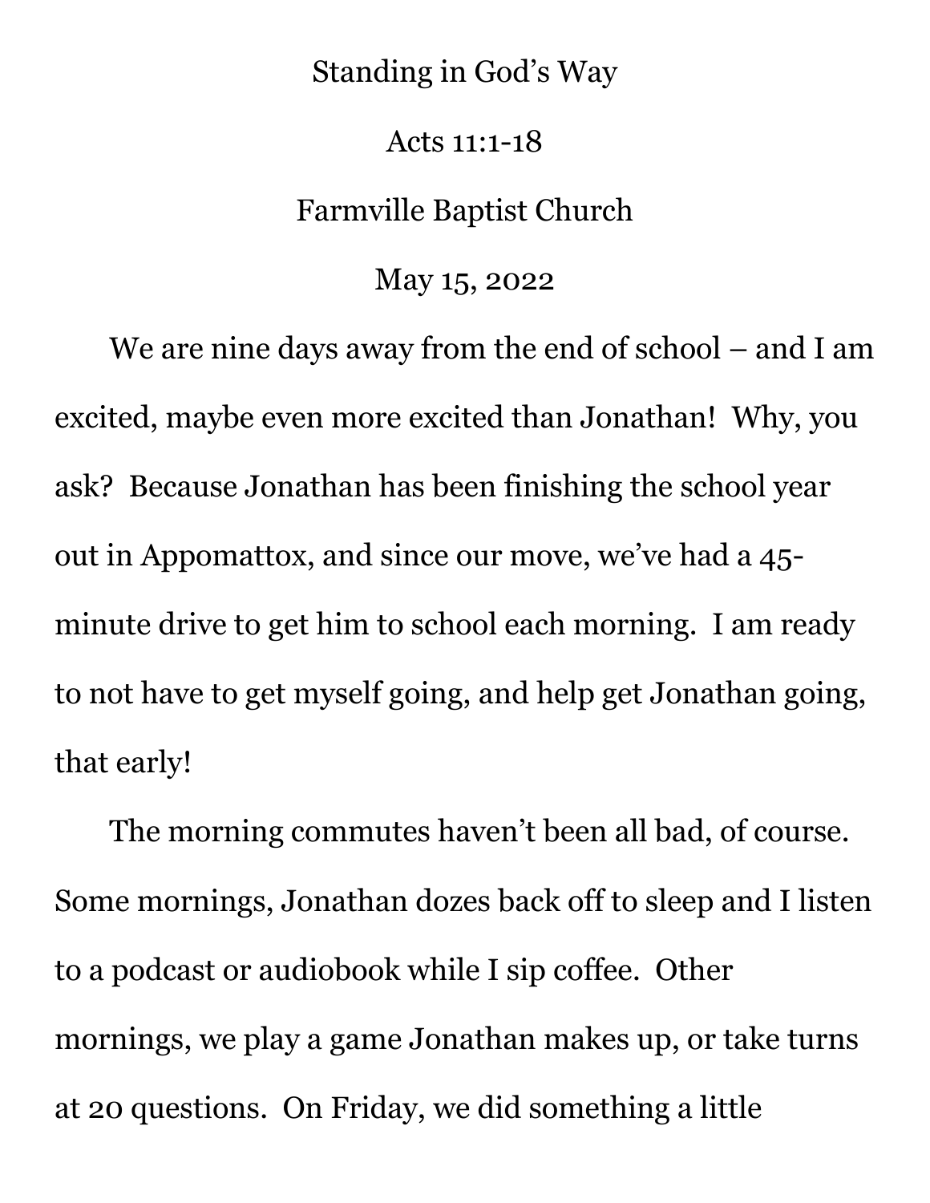# Standing in God's Way

Acts 11:1-18

Farmville Baptist Church

May 15, 2022

We are nine days away from the end of school – and I am excited, maybe even more excited than Jonathan! Why, you ask? Because Jonathan has been finishing the school year out in Appomattox, and since our move, we've had a 45-minute drive to get him to school each morning. I am ready to not have to get myself going, and help get Jonathan going, that early!

The morning commutes haven't been all bad, of course. Some mornings, Jonathan dozes back off to sleep and I listen to a podcast or audiobook while I sip coffee. Other mornings, we play a game Jonathan makes up, or take turns at 20 questions. On Friday, we did something a little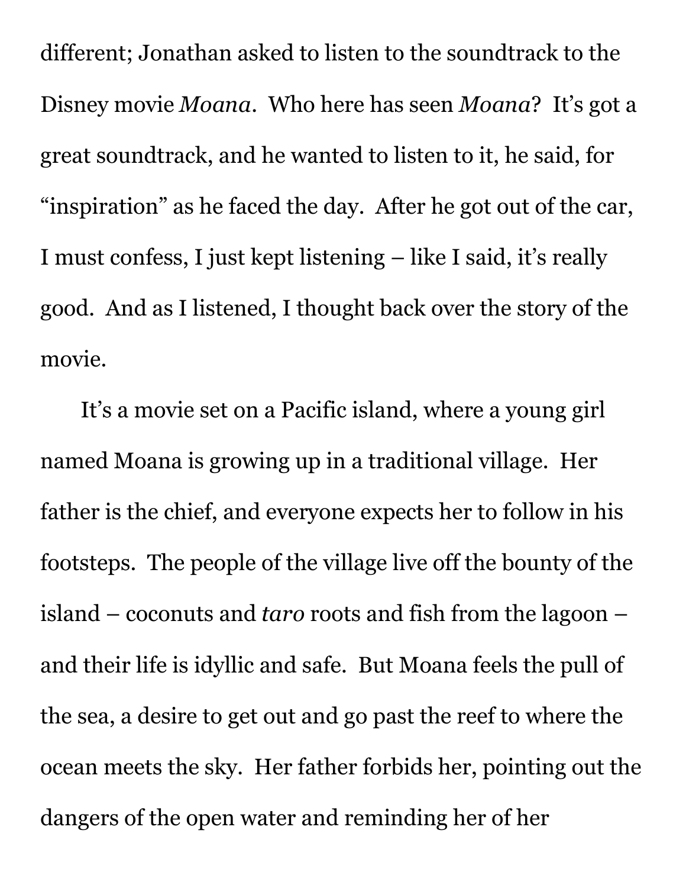different; Jonathan asked to listen to the soundtrack to the Disney movie *Moana*. Who here has seen *Moana*? It's got a great soundtrack, and he wanted to listen to it, he said, for "inspiration" as he faced the day. After he got out of the car, I must confess, I just kept listening – like I said, it's really good. And as I listened, I thought back over the story of the movie.

It's a movie set on a Pacific island, where a young girl named Moana is growing up in a traditional village. Her father is the chief, and everyone expects her to follow in his footsteps. The people of the village live off the bounty of the island – coconuts and *taro* roots and fish from the lagoon – and their life is idyllic and safe. But Moana feels the pull of the sea, a desire to get out and go past the reef to where the ocean meets the sky. Her father forbids her, pointing out the dangers of the open water and reminding her of her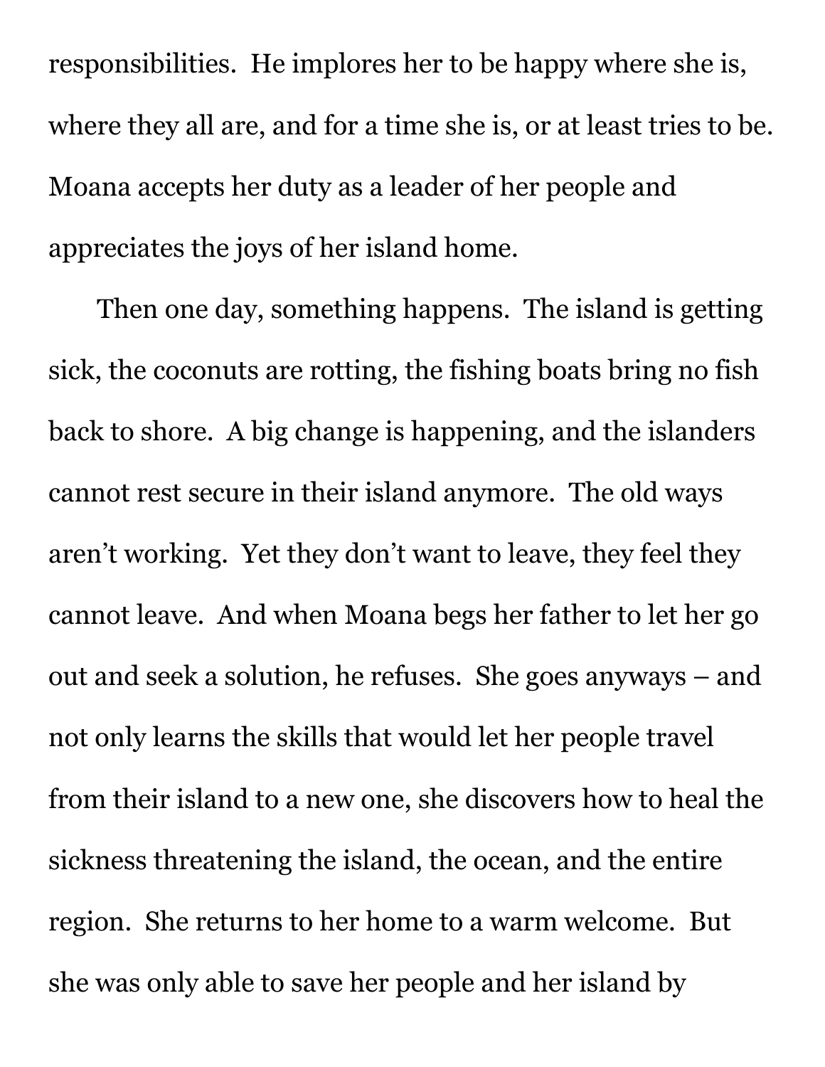responsibilities. He implores her to be happy where she is, where they all are, and for a time she is, or at least tries to be. Moana accepts her duty as a leader of her people and appreciates the joys of her island home.

Then one day, something happens. The island is getting sick, the coconuts are rotting, the fishing boats bring no fish back to shore. A big change is happening, and the islanders cannot rest secure in their island anymore. The old ways aren't working. Yet they don't want to leave, they feel they cannot leave. And when Moana begs her father to let her go out and seek a solution, he refuses. She goes anyways – and not only learns the skills that would let her people travel from their island to a new one, she discovers how to heal the sickness threatening the island, the ocean, and the entire region. She returns to her home to a warm welcome. But she was only able to save her people and her island by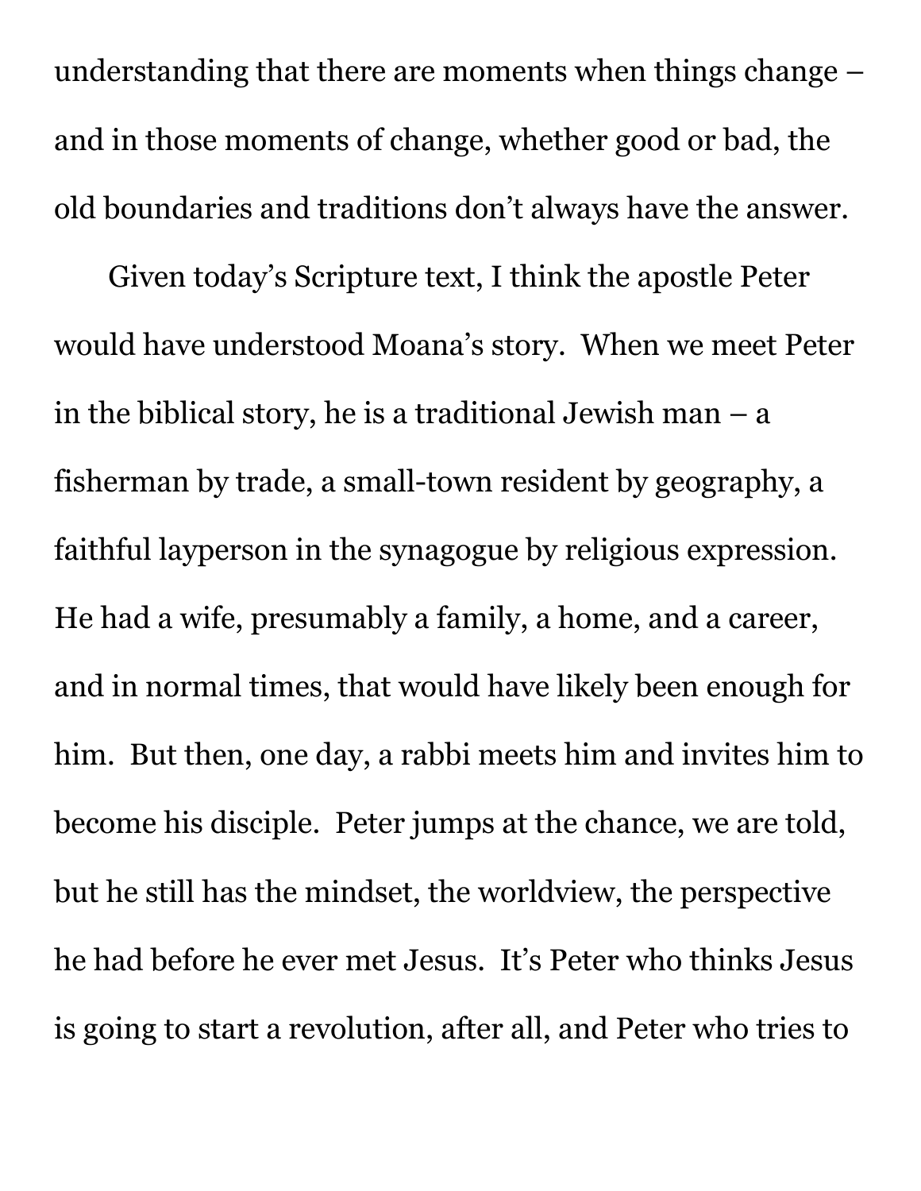understanding that there are moments when things change – and in those moments of change, whether good or bad, the old boundaries and traditions don't always have the answer.

Given today's Scripture text, I think the apostle Peter would have understood Moana's story. When we meet Peter in the biblical story, he is a traditional Jewish man – a fisherman by trade, a small-town resident by geography, a faithful layperson in the synagogue by religious expression. He had a wife, presumably a family, a home, and a career, and in normal times, that would have likely been enough for him. But then, one day, a rabbi meets him and invites him to become his disciple. Peter jumps at the chance, we are told, but he still has the mindset, the worldview, the perspective he had before he ever met Jesus. It's Peter who thinks Jesus is going to start a revolution, after all, and Peter who tries to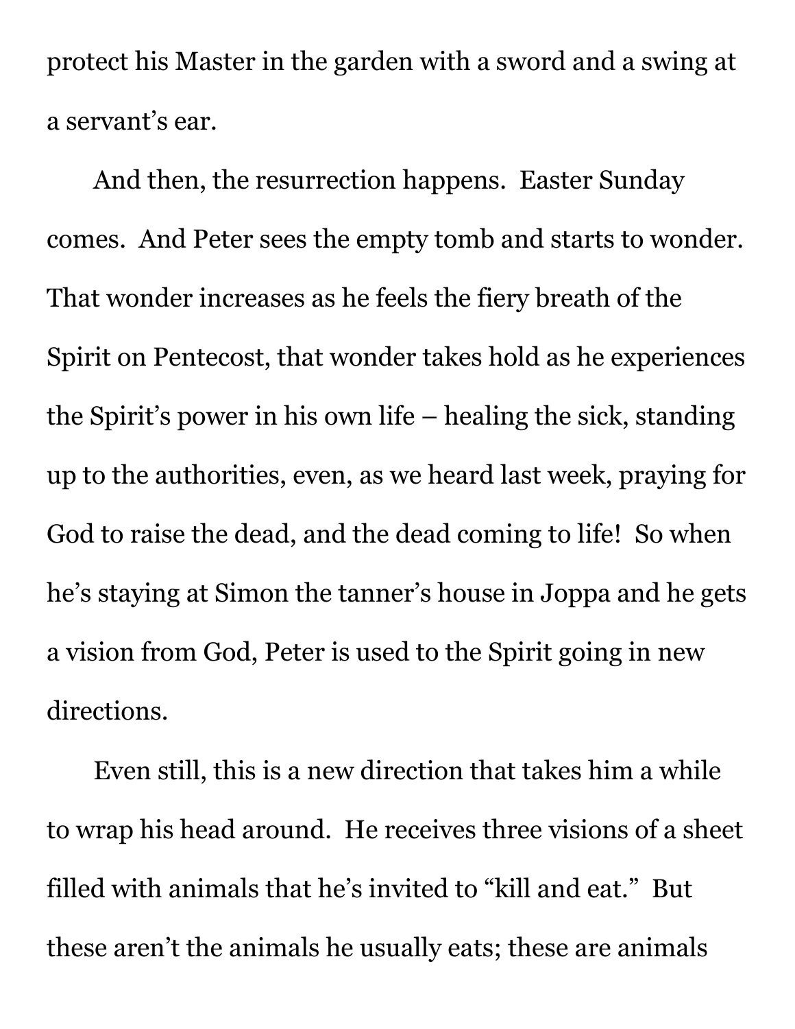protect his Master in the garden with a sword and a swing at a servant's ear.

And then, the resurrection happens. Easter Sunday comes. And Peter sees the empty tomb and starts to wonder. That wonder increases as he feels the fiery breath of the Spirit on Pentecost, that wonder takes hold as he experiences the Spirit's power in his own life – healing the sick, standing up to the authorities, even, as we heard last week, praying for God to raise the dead, and the dead coming to life! So when he's staying at Simon the tanner's house in Joppa and he gets a vision from God, Peter is used to the Spirit going in new directions.

Even still, this is a new direction that takes him a while to wrap his head around. He receives three visions of a sheet filled with animals that he's invited to "kill and eat." But these aren't the animals he usually eats; these are animals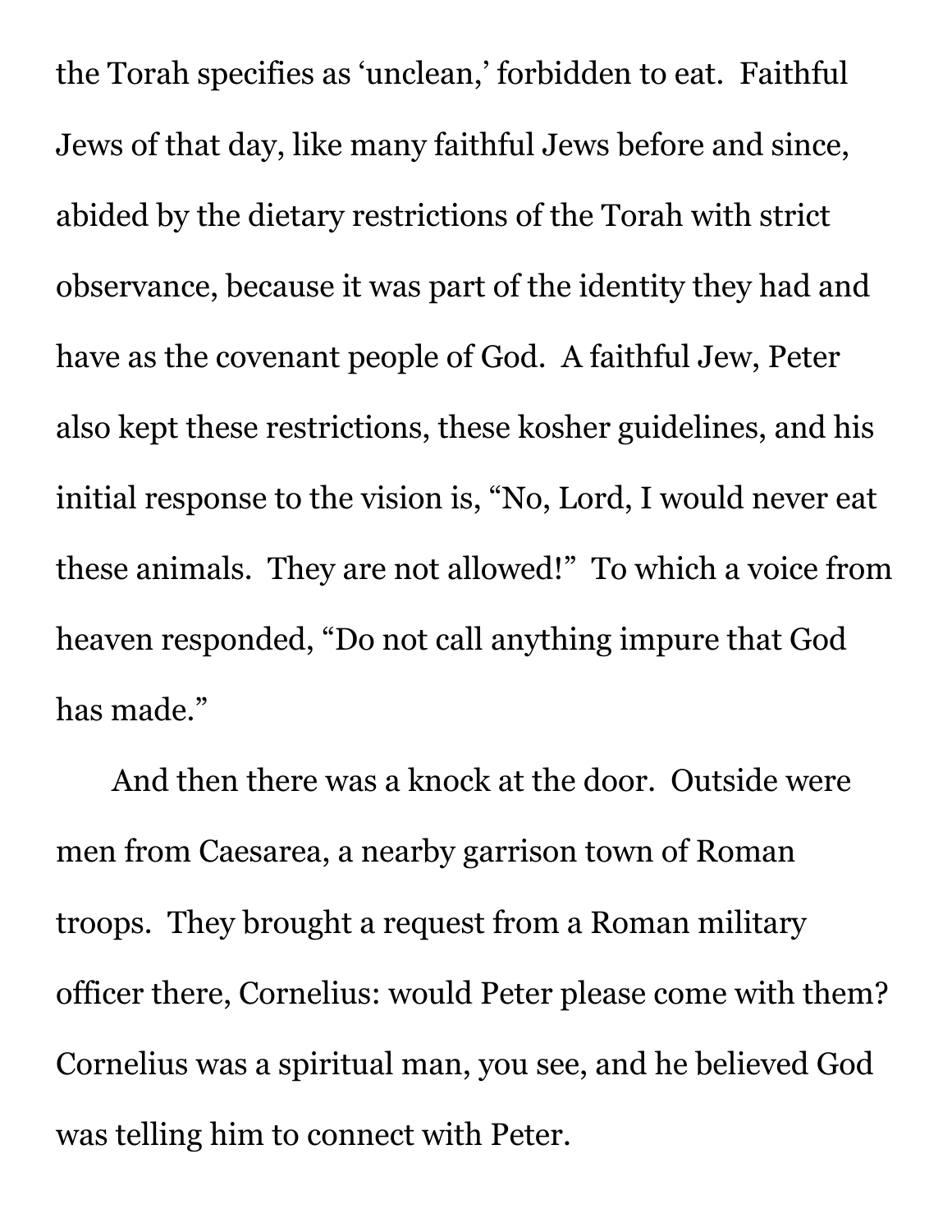the Torah specifies as 'unclean,' forbidden to eat. Faithful Jews of that day, like many faithful Jews before and since, abided by the dietary restrictions of the Torah with strict observance, because it was part of the identity they had and have as the covenant people of God. A faithful Jew, Peter also kept these restrictions, these kosher guidelines, and his initial response to the vision is, "No, Lord, I would never eat these animals. They are not allowed!" To which a voice from heaven responded, "Do not call anything impure that God has made."

And then there was a knock at the door. Outside were men from Caesarea, a nearby garrison town of Roman troops. They brought a request from a Roman military officer there, Cornelius: would Peter please come with them? Cornelius was a spiritual man, you see, and he believed God was telling him to connect with Peter.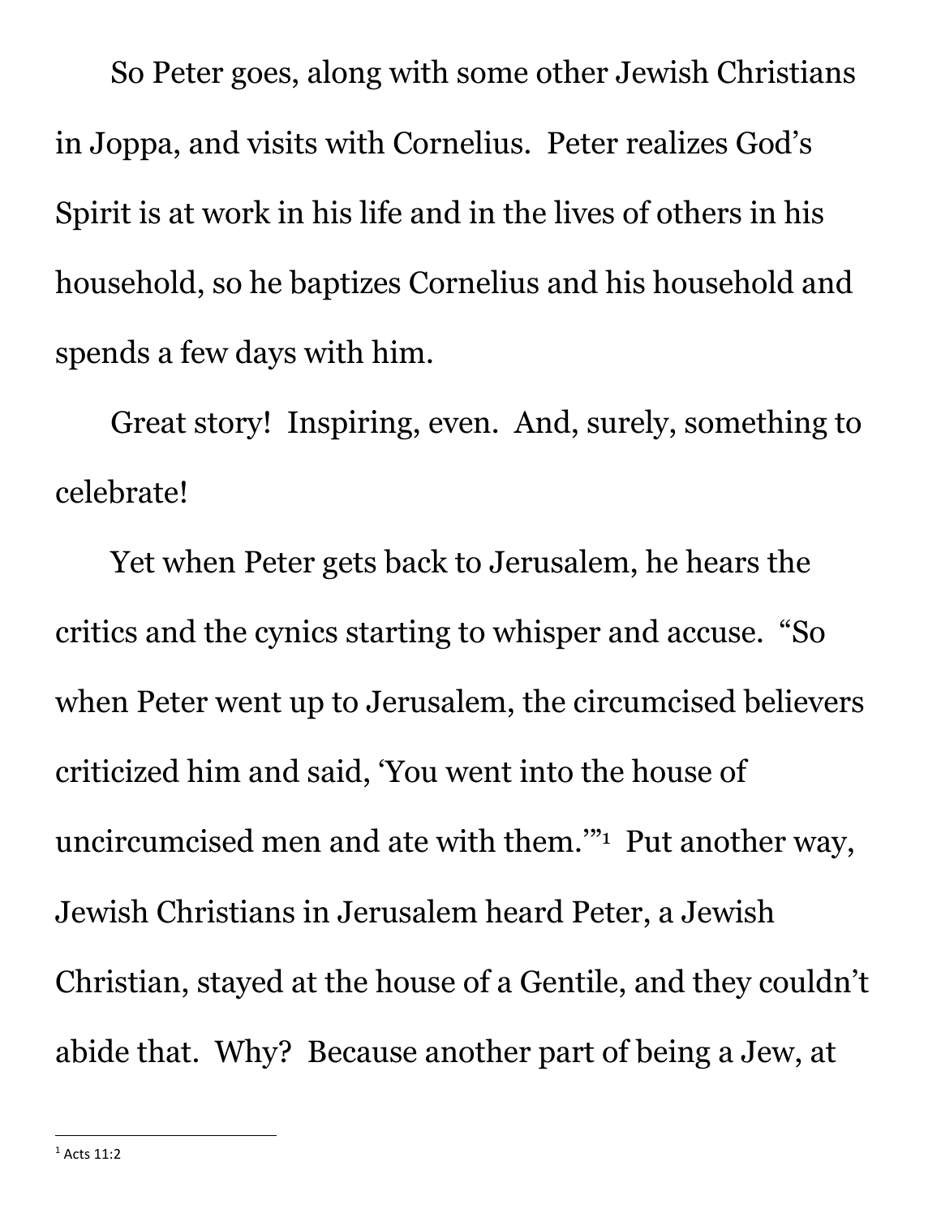So Peter goes, along with some other Jewish Christians in Joppa, and visits with Cornelius. Peter realizes God's Spirit is at work in his life and in the lives of others in his household, so he baptizes Cornelius and his household and spends a few days with him.

Great story! Inspiring, even. And, surely, something to celebrate!

Yet when Peter gets back to Jerusalem, he hears the critics and the cynics starting to whisper and accuse. "So when Peter went up to Jerusalem, the circumcised believers criticized him and said, 'You went into the house of uncircumcised men and ate with them.'"[1] Put another way, Jewish Christians in Jerusalem heard Peter, a Jewish Christian, stayed at the house of a Gentile, and they couldn't abide that. Why? Because another part of being a Jew, at

---

[1] Acts 11:2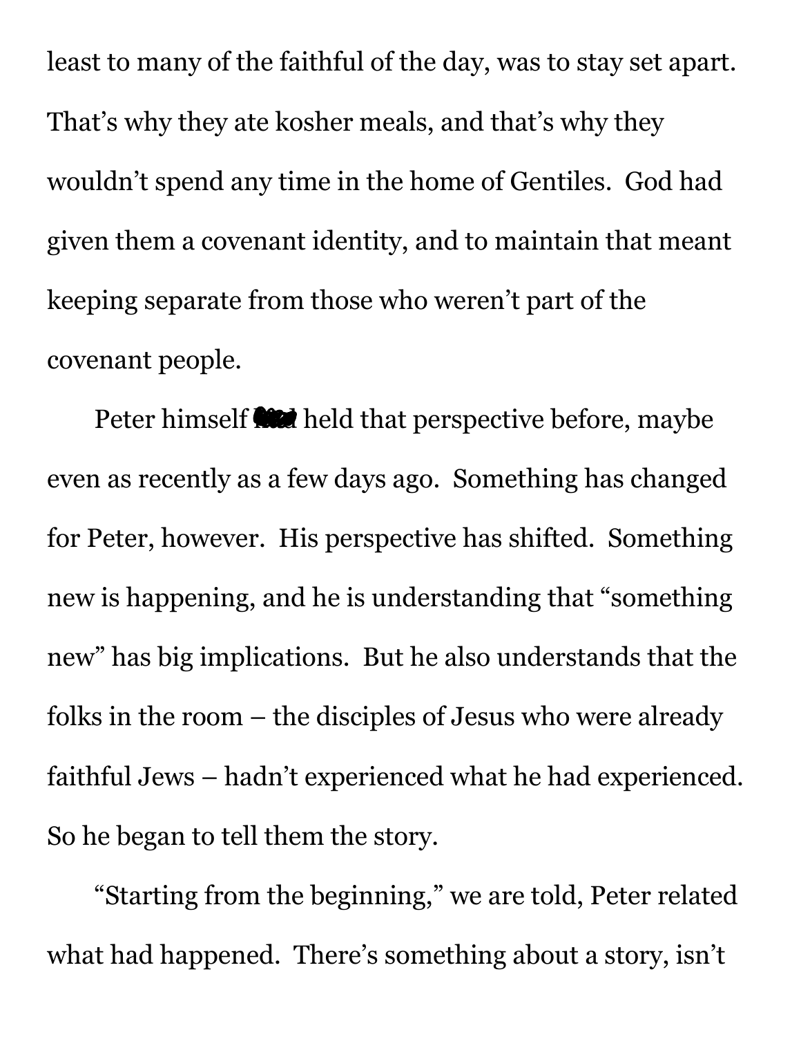least to many of the faithful of the day, was to stay set apart. That's why they ate kosher meals, and that's why they wouldn't spend any time in the home of Gentiles. God had given them a covenant identity, and to maintain that meant keeping separate from those who weren't part of the covenant people.

Peter himself held that perspective before, maybe even as recently as a few days ago. Something has changed for Peter, however. His perspective has shifted. Something new is happening, and he is understanding that "something new" has big implications. But he also understands that the folks in the room – the disciples of Jesus who were already faithful Jews – hadn't experienced what he had experienced. So he began to tell them the story.

"Starting from the beginning," we are told, Peter related what had happened. There's something about a story, isn't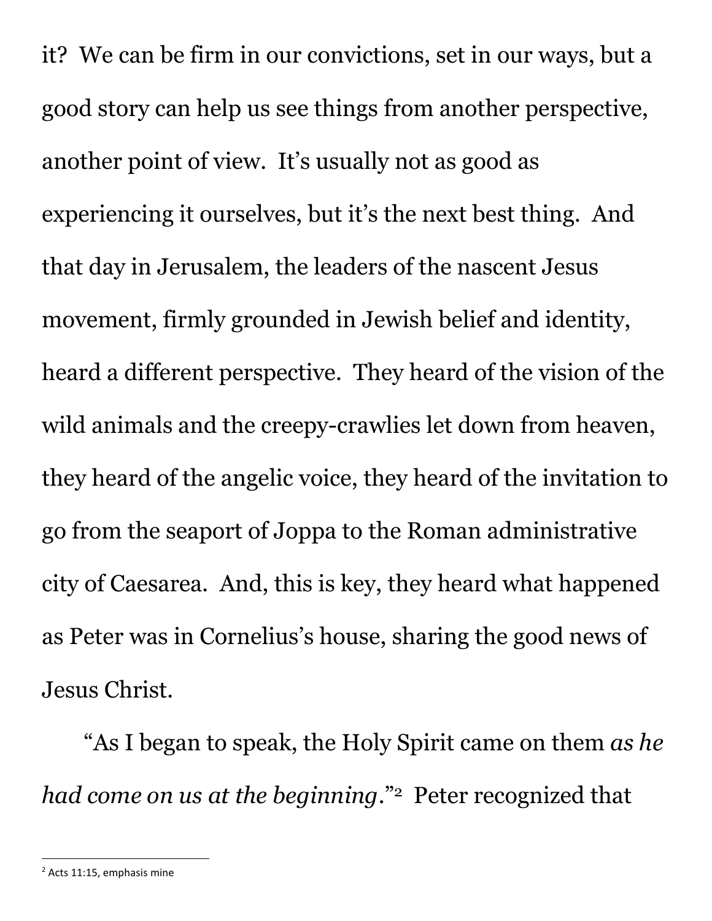it? We can be firm in our convictions, set in our ways, but a good story can help us see things from another perspective, another point of view. It's usually not as good as experiencing it ourselves, but it's the next best thing. And that day in Jerusalem, the leaders of the nascent Jesus movement, firmly grounded in Jewish belief and identity, heard a different perspective. They heard of the vision of the wild animals and the creepy-crawlies let down from heaven, they heard of the angelic voice, they heard of the invitation to go from the seaport of Joppa to the Roman administrative city of Caesarea. And, this is key, they heard what happened as Peter was in Cornelius's house, sharing the good news of Jesus Christ.

"As I began to speak, the Holy Spirit came on them *as he had come on us at the beginning*."[2] Peter recognized that

---

[2] Acts 11:15, emphasis mine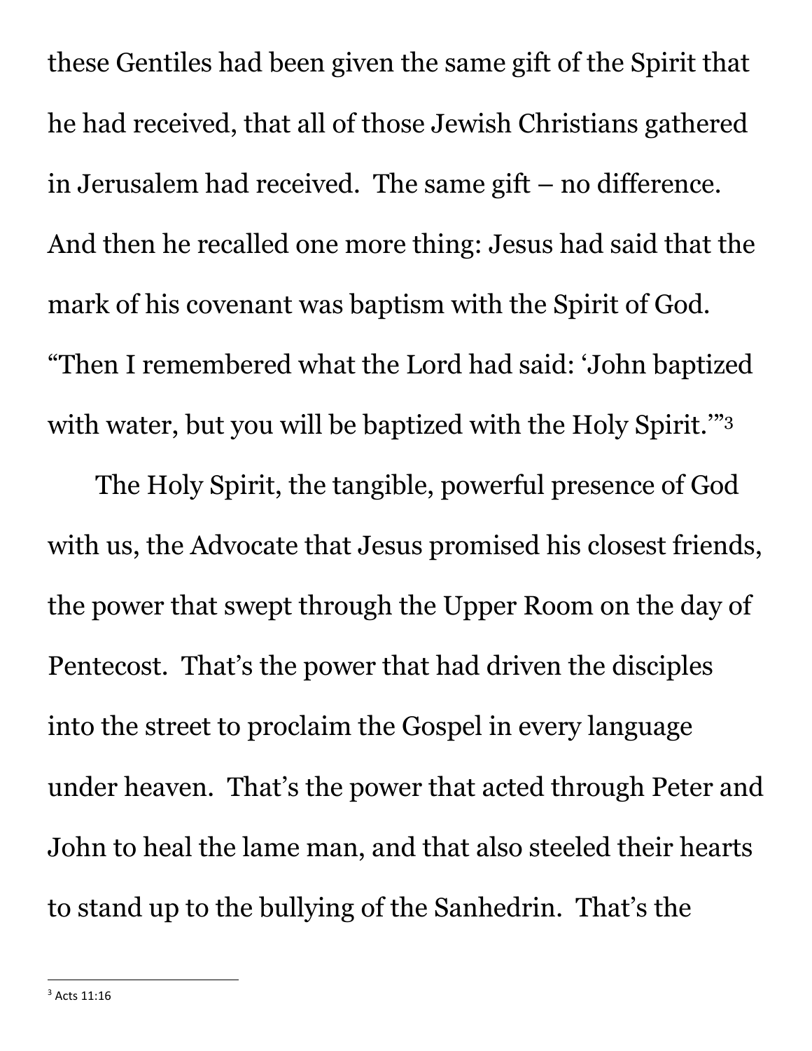these Gentiles had been given the same gift of the Spirit that he had received, that all of those Jewish Christians gathered in Jerusalem had received. The same gift – no difference. And then he recalled one more thing: Jesus had said that the mark of his covenant was baptism with the Spirit of God. "Then I remembered what the Lord had said: 'John baptized with water, but you will be baptized with the Holy Spirit.'"[3]

The Holy Spirit, the tangible, powerful presence of God with us, the Advocate that Jesus promised his closest friends, the power that swept through the Upper Room on the day of Pentecost. That's the power that had driven the disciples into the street to proclaim the Gospel in every language under heaven. That's the power that acted through Peter and John to heal the lame man, and that also steeled their hearts to stand up to the bullying of the Sanhedrin. That's the

---

[3] Acts 11:16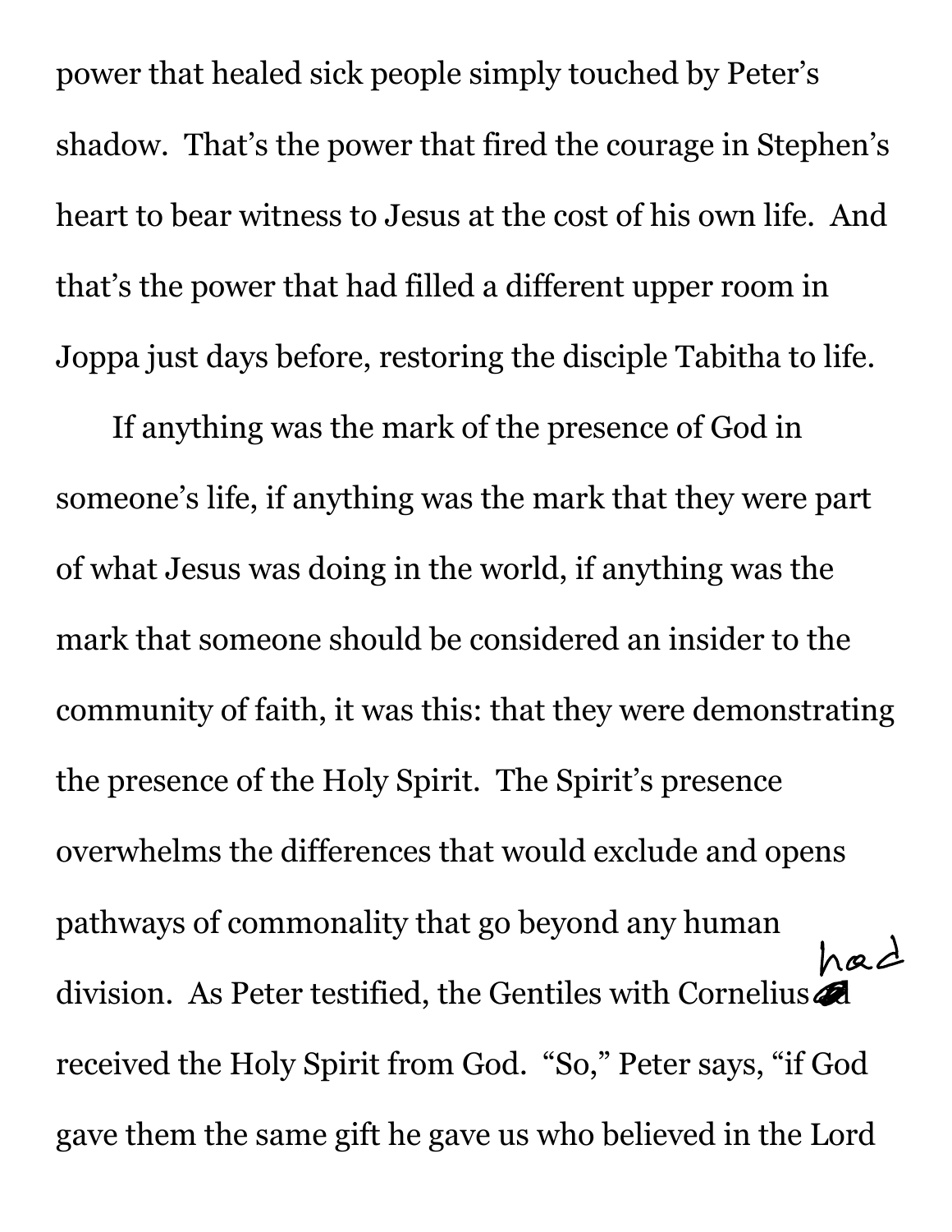power that healed sick people simply touched by Peter's shadow. That's the power that fired the courage in Stephen's heart to bear witness to Jesus at the cost of his own life. And that's the power that had filled a different upper room in Joppa just days before, restoring the disciple Tabitha to life.

If anything was the mark of the presence of God in someone's life, if anything was the mark that they were part of what Jesus was doing in the world, if anything was the mark that someone should be considered an insider to the community of faith, it was this: that they were demonstrating the presence of the Holy Spirit. The Spirit's presence overwhelms the differences that would exclude and opens pathways of commonality that go beyond any human division. As Peter testified, the Gentiles with Cornelius had received the Holy Spirit from God. "So," Peter says, "if God gave them the same gift he gave us who believed in the Lord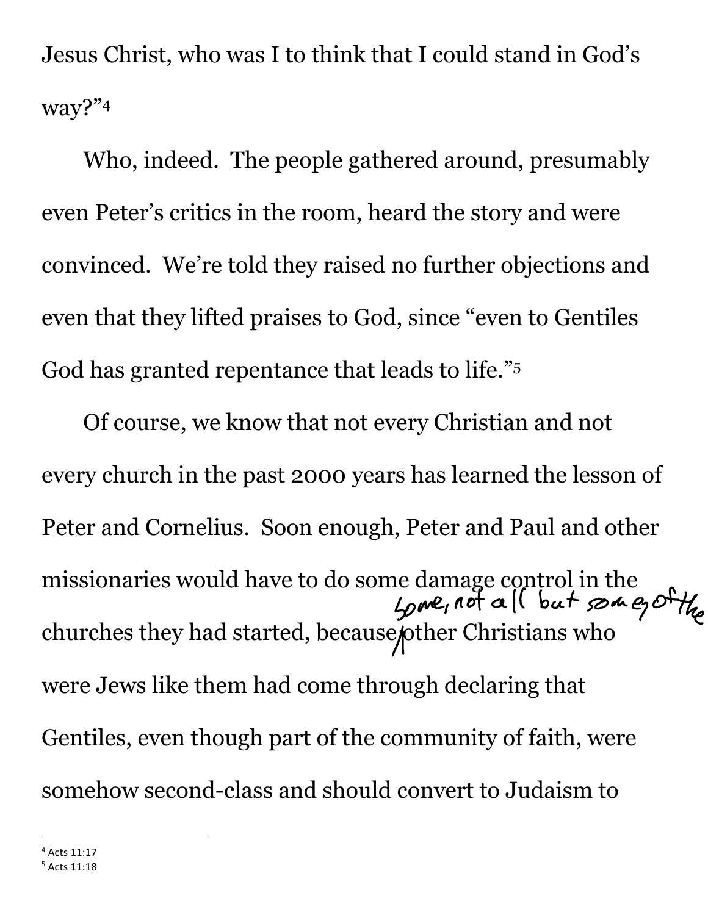Jesus Christ, who was I to think that I could stand in God's way?"[4]

Who, indeed. The people gathered around, presumably even Peter's critics in the room, heard the story and were convinced. We're told they raised no further objections and even that they lifted praises to God, since "even to Gentiles God has granted repentance that leads to life."[5]

Of course, we know that not every Christian and not every church in the past 2000 years has learned the lesson of Peter and Cornelius. Soon enough, Peter and Paul and other missionaries would have to do some damage control in the churches they had started, because some, not all but some of the other Christians who were Jews like them had come through declaring that Gentiles, even though part of the community of faith, were somehow second-class and should convert to Judaism to

[4] Acts 11:17

[5] Acts 11:18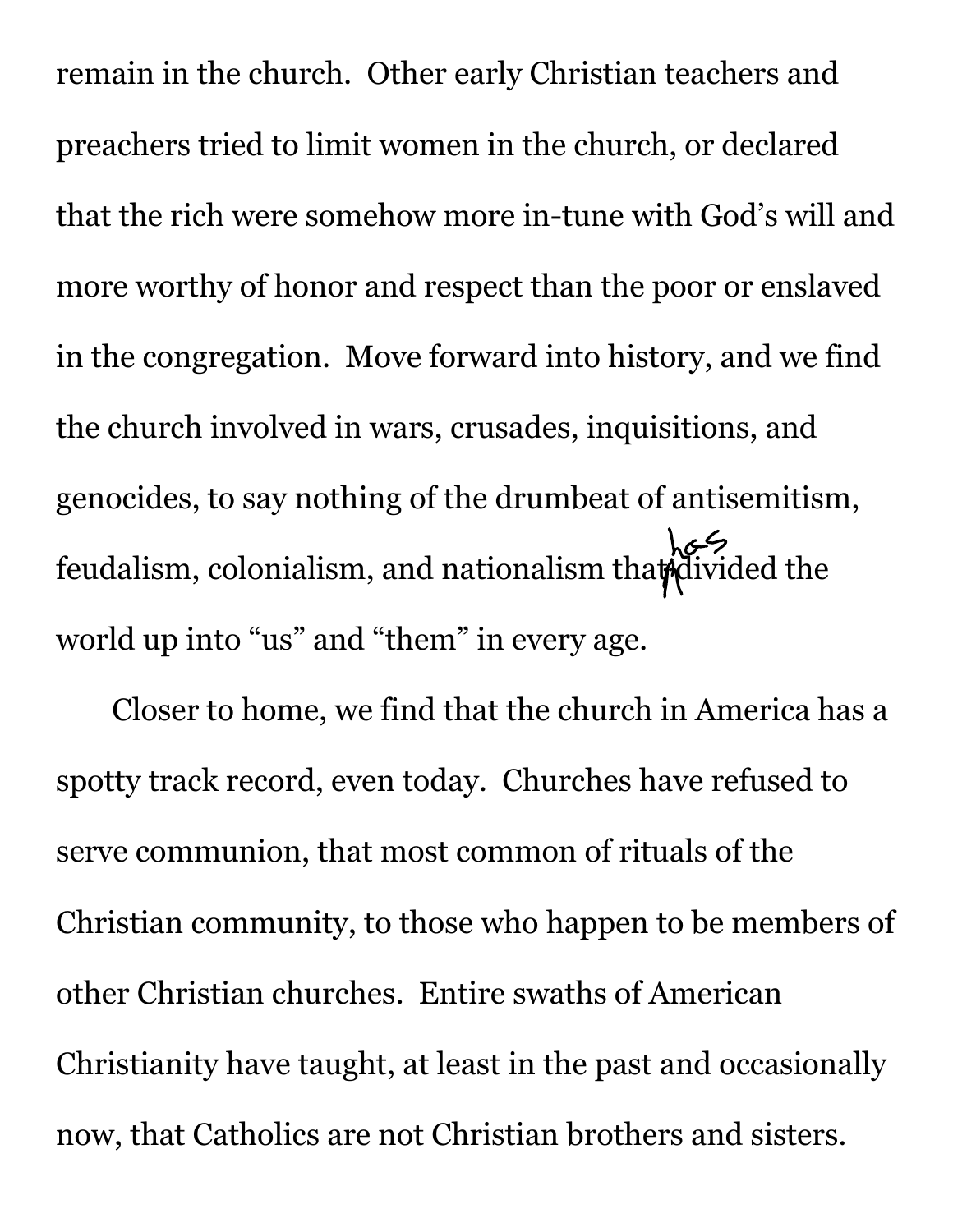remain in the church. Other early Christian teachers and preachers tried to limit women in the church, or declared that the rich were somehow more in-tune with God's will and more worthy of honor and respect than the poor or enslaved in the congregation. Move forward into history, and we find the church involved in wars, crusades, inquisitions, and genocides, to say nothing of the drumbeat of antisemitism, feudalism, colonialism, and nationalism that has divided the world up into "us" and "them" in every age.

Closer to home, we find that the church in America has a spotty track record, even today. Churches have refused to serve communion, that most common of rituals of the Christian community, to those who happen to be members of other Christian churches. Entire swaths of American Christianity have taught, at least in the past and occasionally now, that Catholics are not Christian brothers and sisters.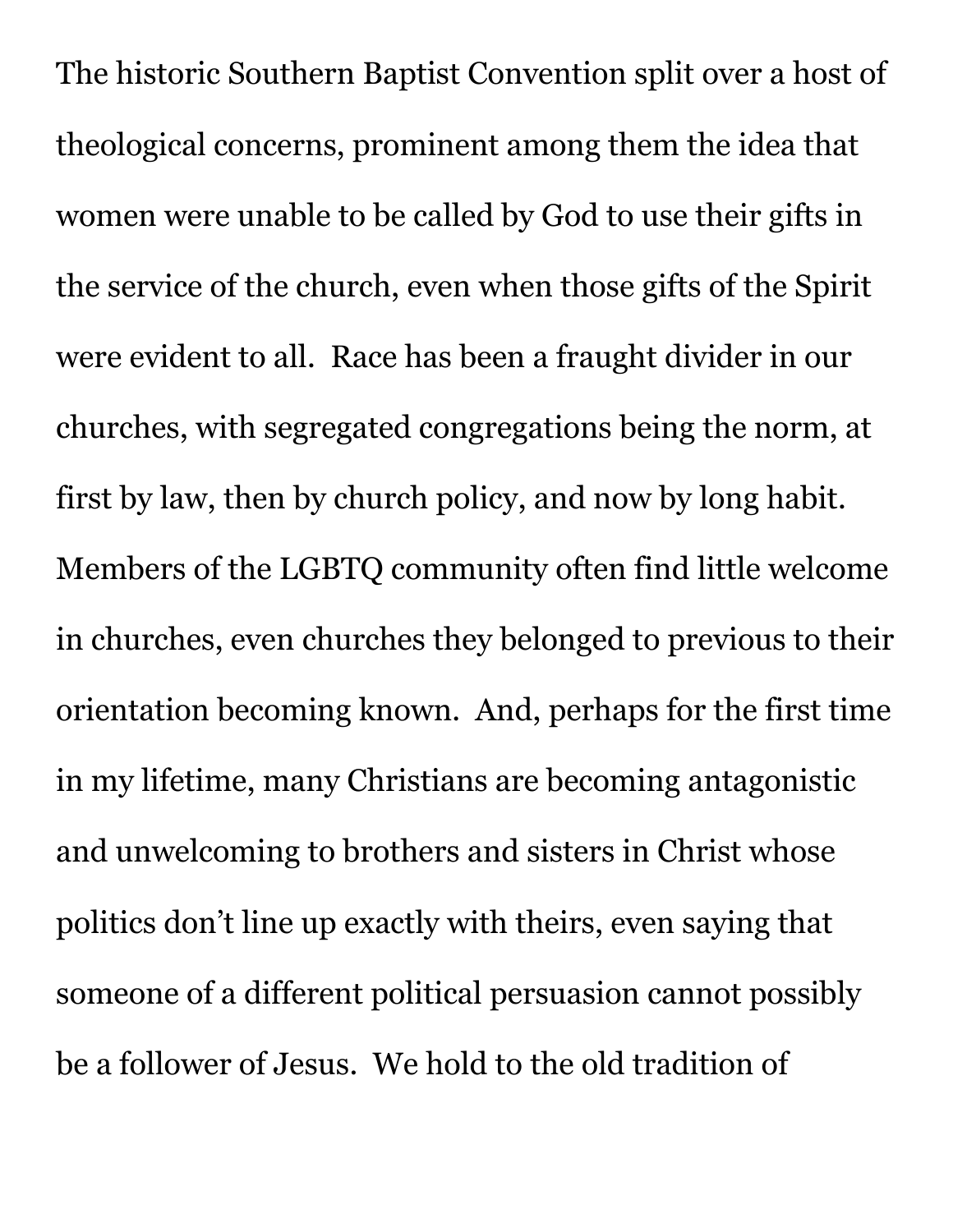The historic Southern Baptist Convention split over a host of theological concerns, prominent among them the idea that women were unable to be called by God to use their gifts in the service of the church, even when those gifts of the Spirit were evident to all. Race has been a fraught divider in our churches, with segregated congregations being the norm, at first by law, then by church policy, and now by long habit. Members of the LGBTQ community often find little welcome in churches, even churches they belonged to previous to their orientation becoming known. And, perhaps for the first time in my lifetime, many Christians are becoming antagonistic and unwelcoming to brothers and sisters in Christ whose politics don't line up exactly with theirs, even saying that someone of a different political persuasion cannot possibly be a follower of Jesus. We hold to the old tradition of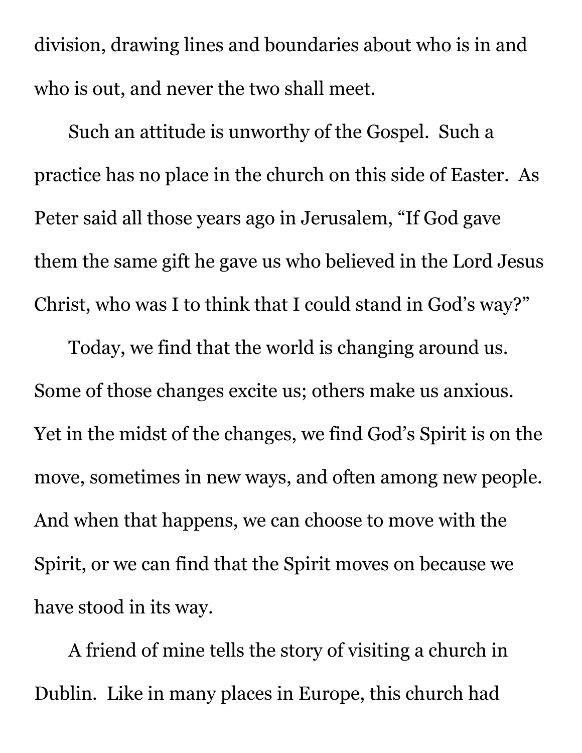division, drawing lines and boundaries about who is in and who is out, and never the two shall meet.

Such an attitude is unworthy of the Gospel. Such a practice has no place in the church on this side of Easter. As Peter said all those years ago in Jerusalem, "If God gave them the same gift he gave us who believed in the Lord Jesus Christ, who was I to think that I could stand in God's way?"

Today, we find that the world is changing around us. Some of those changes excite us; others make us anxious. Yet in the midst of the changes, we find God's Spirit is on the move, sometimes in new ways, and often among new people. And when that happens, we can choose to move with the Spirit, or we can find that the Spirit moves on because we have stood in its way.

A friend of mine tells the story of visiting a church in Dublin. Like in many places in Europe, this church had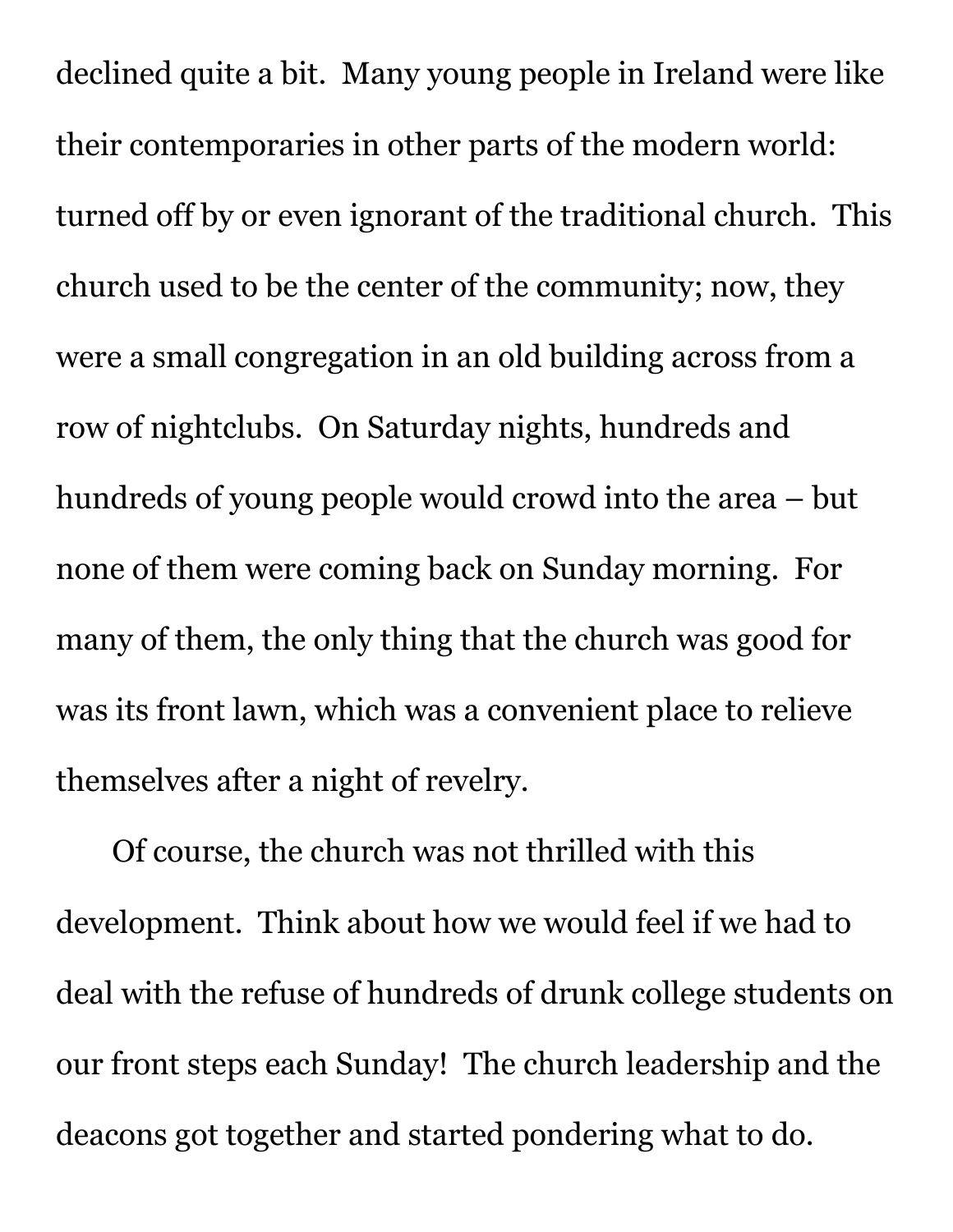declined quite a bit. Many young people in Ireland were like their contemporaries in other parts of the modern world: turned off by or even ignorant of the traditional church. This church used to be the center of the community; now, they were a small congregation in an old building across from a row of nightclubs. On Saturday nights, hundreds and hundreds of young people would crowd into the area – but none of them were coming back on Sunday morning. For many of them, the only thing that the church was good for was its front lawn, which was a convenient place to relieve themselves after a night of revelry.

Of course, the church was not thrilled with this development. Think about how we would feel if we had to deal with the refuse of hundreds of drunk college students on our front steps each Sunday! The church leadership and the deacons got together and started pondering what to do.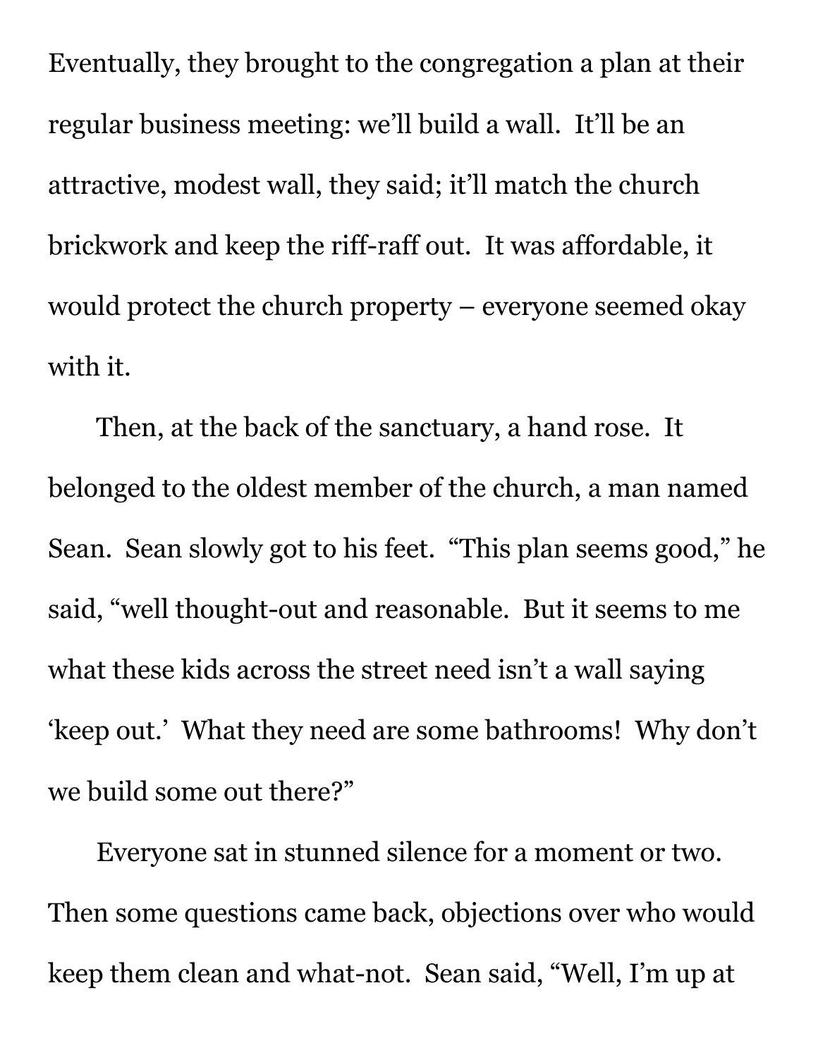Eventually, they brought to the congregation a plan at their regular business meeting: we'll build a wall. It'll be an attractive, modest wall, they said; it'll match the church brickwork and keep the riff-raff out. It was affordable, it would protect the church property – everyone seemed okay with it.

Then, at the back of the sanctuary, a hand rose. It belonged to the oldest member of the church, a man named Sean. Sean slowly got to his feet. "This plan seems good," he said, "well thought-out and reasonable. But it seems to me what these kids across the street need isn't a wall saying 'keep out.' What they need are some bathrooms! Why don't we build some out there?"

Everyone sat in stunned silence for a moment or two. Then some questions came back, objections over who would keep them clean and what-not. Sean said, "Well, I'm up at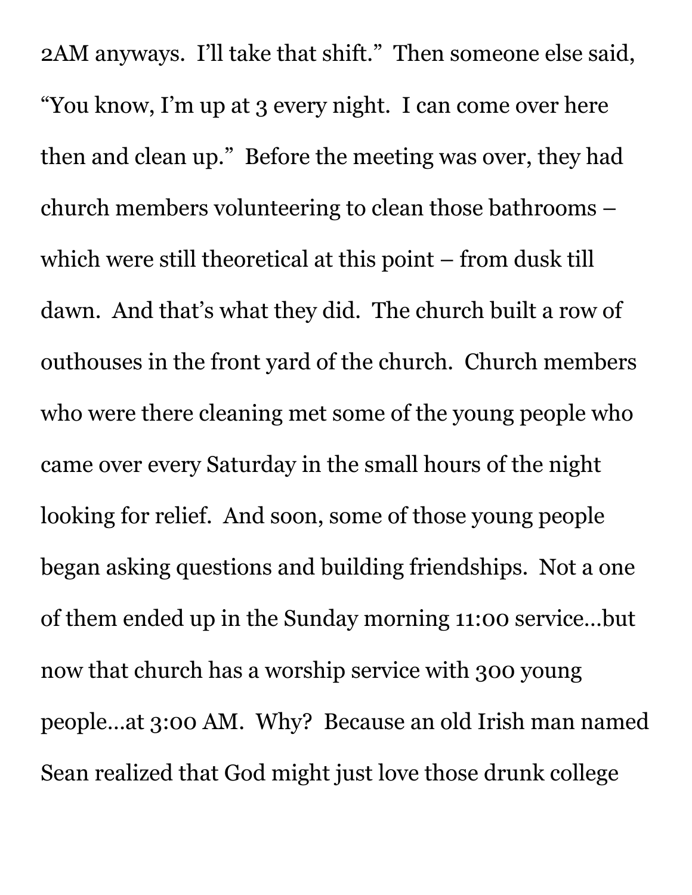2AM anyways. I'll take that shift." Then someone else said, "You know, I'm up at 3 every night. I can come over here then and clean up." Before the meeting was over, they had church members volunteering to clean those bathrooms – which were still theoretical at this point – from dusk till dawn. And that's what they did. The church built a row of outhouses in the front yard of the church. Church members who were there cleaning met some of the young people who came over every Saturday in the small hours of the night looking for relief. And soon, some of those young people began asking questions and building friendships. Not a one of them ended up in the Sunday morning 11:00 service…but now that church has a worship service with 300 young people…at 3:00 AM. Why? Because an old Irish man named Sean realized that God might just love those drunk college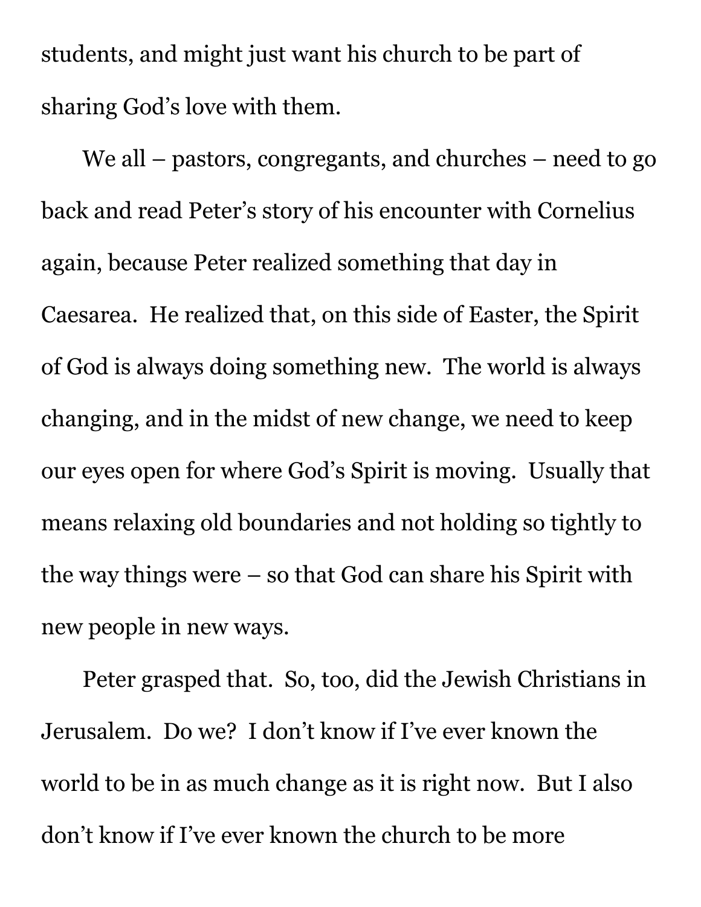students, and might just want his church to be part of sharing God's love with them.

We all – pastors, congregants, and churches – need to go back and read Peter's story of his encounter with Cornelius again, because Peter realized something that day in Caesarea. He realized that, on this side of Easter, the Spirit of God is always doing something new. The world is always changing, and in the midst of new change, we need to keep our eyes open for where God's Spirit is moving. Usually that means relaxing old boundaries and not holding so tightly to the way things were – so that God can share his Spirit with new people in new ways.

Peter grasped that. So, too, did the Jewish Christians in Jerusalem. Do we? I don't know if I've ever known the world to be in as much change as it is right now. But I also don't know if I've ever known the church to be more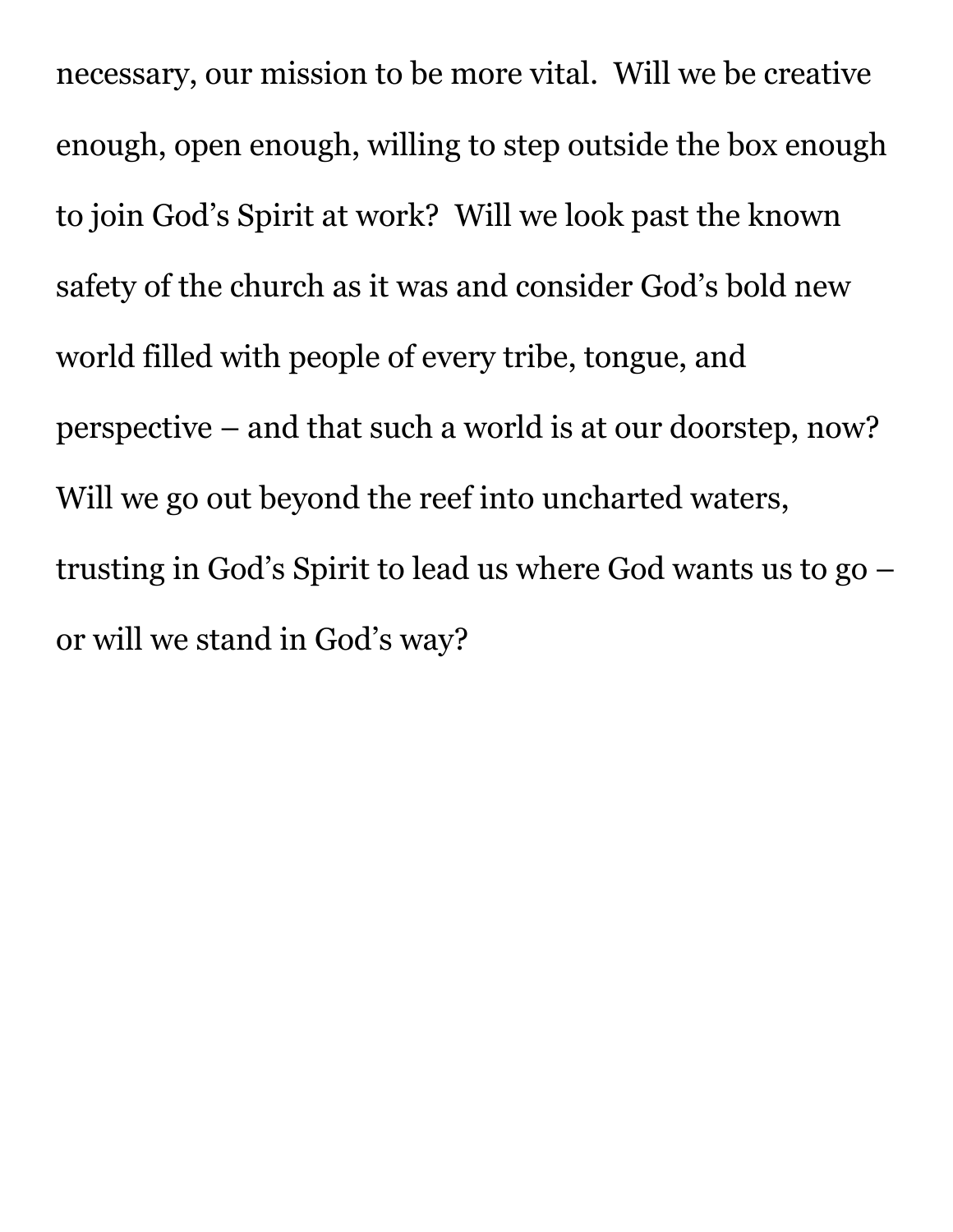necessary, our mission to be more vital. Will we be creative enough, open enough, willing to step outside the box enough to join God's Spirit at work? Will we look past the known safety of the church as it was and consider God's bold new world filled with people of every tribe, tongue, and perspective – and that such a world is at our doorstep, now? Will we go out beyond the reef into uncharted waters, trusting in God's Spirit to lead us where God wants us to go – or will we stand in God's way?